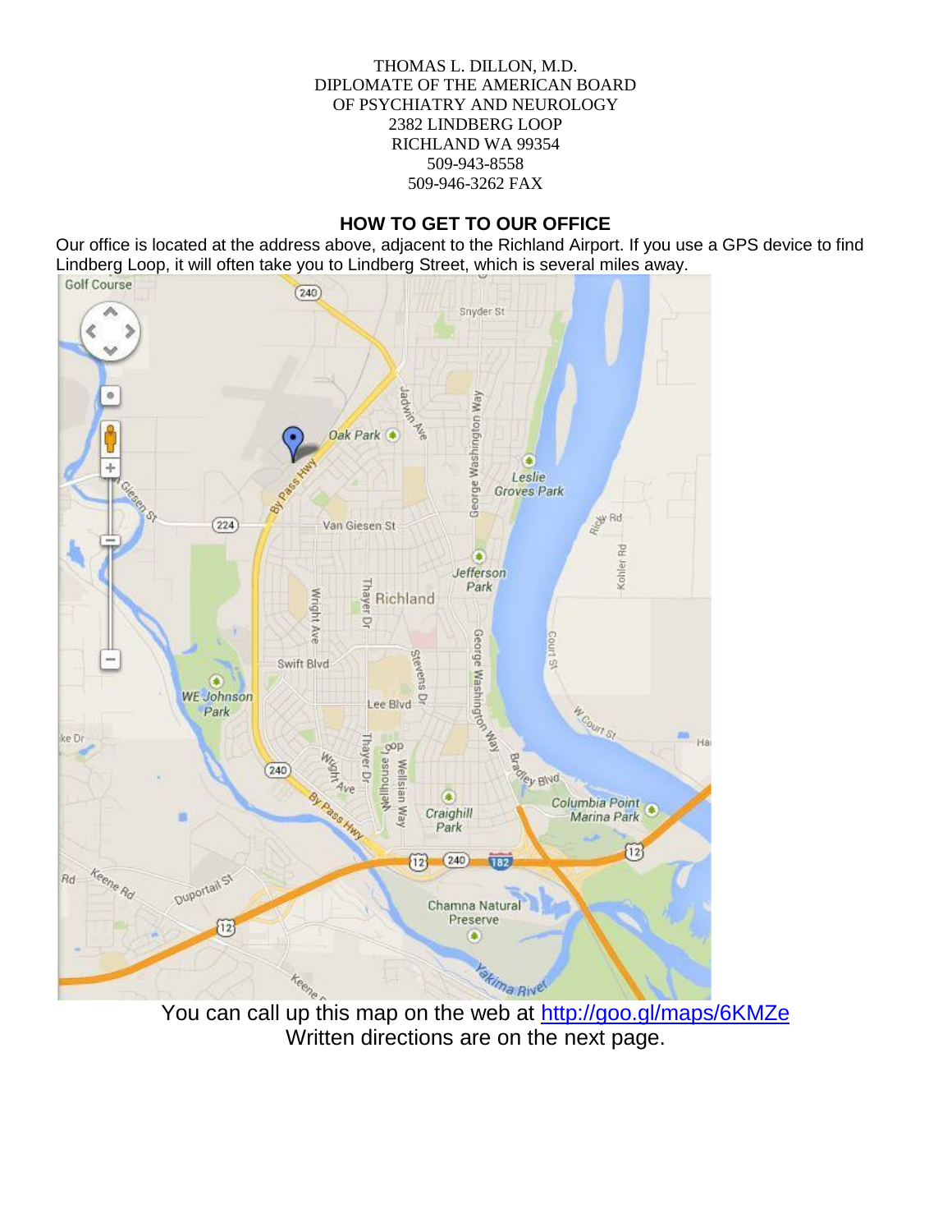THOMAS L. DILLON, M.D.
DIPLOMATE OF THE AMERICAN BOARD
OF PSYCHIATRY AND NEUROLOGY
2382 LINDBERG LOOP
RICHLAND WA 99354
509-943-8558
509-946-3262 FAX

## HOW TO GET TO OUR OFFICE

Our office is located at the address above, adjacent to the Richland Airport. If you use a GPS device to find Lindberg Loop, it will often take you to Lindberg Street, which is several miles away.

You can call up this map on the web at http://goo.gl/maps/6KMZe
Written directions are on the next page.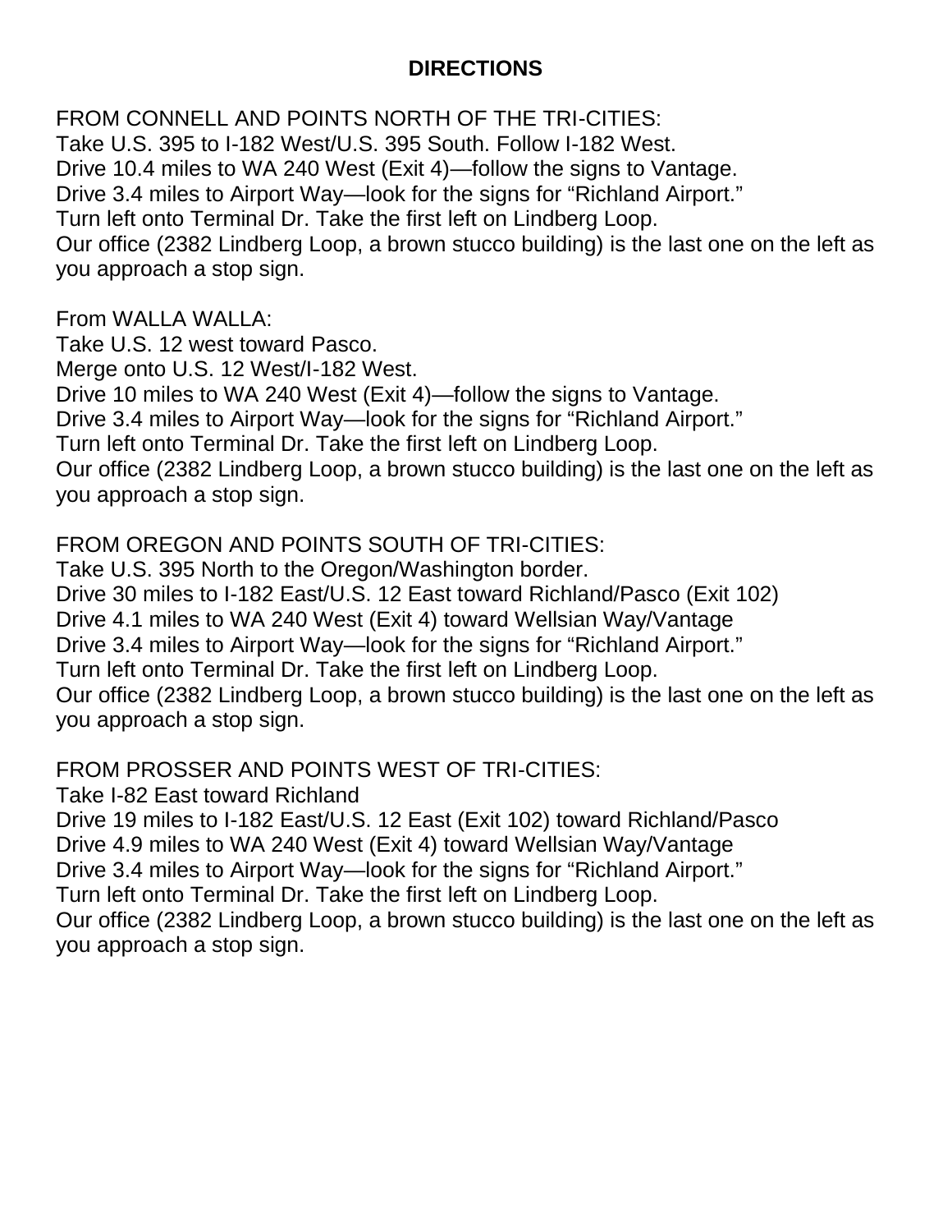## DIRECTIONS

FROM CONNELL AND POINTS NORTH OF THE TRI-CITIES:
Take U.S. 395 to I-182 West/U.S. 395 South. Follow I-182 West.
Drive 10.4 miles to WA 240 West (Exit 4)—follow the signs to Vantage.
Drive 3.4 miles to Airport Way—look for the signs for "Richland Airport."
Turn left onto Terminal Dr. Take the first left on Lindberg Loop.
Our office (2382 Lindberg Loop, a brown stucco building) is the last one on the left as you approach a stop sign.

From WALLA WALLA:
Take U.S. 12 west toward Pasco.
Merge onto U.S. 12 West/I-182 West.
Drive 10 miles to WA 240 West (Exit 4)—follow the signs to Vantage.
Drive 3.4 miles to Airport Way—look for the signs for "Richland Airport."
Turn left onto Terminal Dr. Take the first left on Lindberg Loop.
Our office (2382 Lindberg Loop, a brown stucco building) is the last one on the left as you approach a stop sign.

FROM OREGON AND POINTS SOUTH OF TRI-CITIES:
Take U.S. 395 North to the Oregon/Washington border.
Drive 30 miles to I-182 East/U.S. 12 East toward Richland/Pasco (Exit 102)
Drive 4.1 miles to WA 240 West (Exit 4) toward Wellsian Way/Vantage
Drive 3.4 miles to Airport Way—look for the signs for "Richland Airport."
Turn left onto Terminal Dr. Take the first left on Lindberg Loop.
Our office (2382 Lindberg Loop, a brown stucco building) is the last one on the left as you approach a stop sign.

FROM PROSSER AND POINTS WEST OF TRI-CITIES:
Take I-82 East toward Richland
Drive 19 miles to I-182 East/U.S. 12 East (Exit 102) toward Richland/Pasco
Drive 4.9 miles to WA 240 West (Exit 4) toward Wellsian Way/Vantage
Drive 3.4 miles to Airport Way—look for the signs for "Richland Airport."
Turn left onto Terminal Dr. Take the first left on Lindberg Loop.
Our office (2382 Lindberg Loop, a brown stucco building) is the last one on the left as you approach a stop sign.